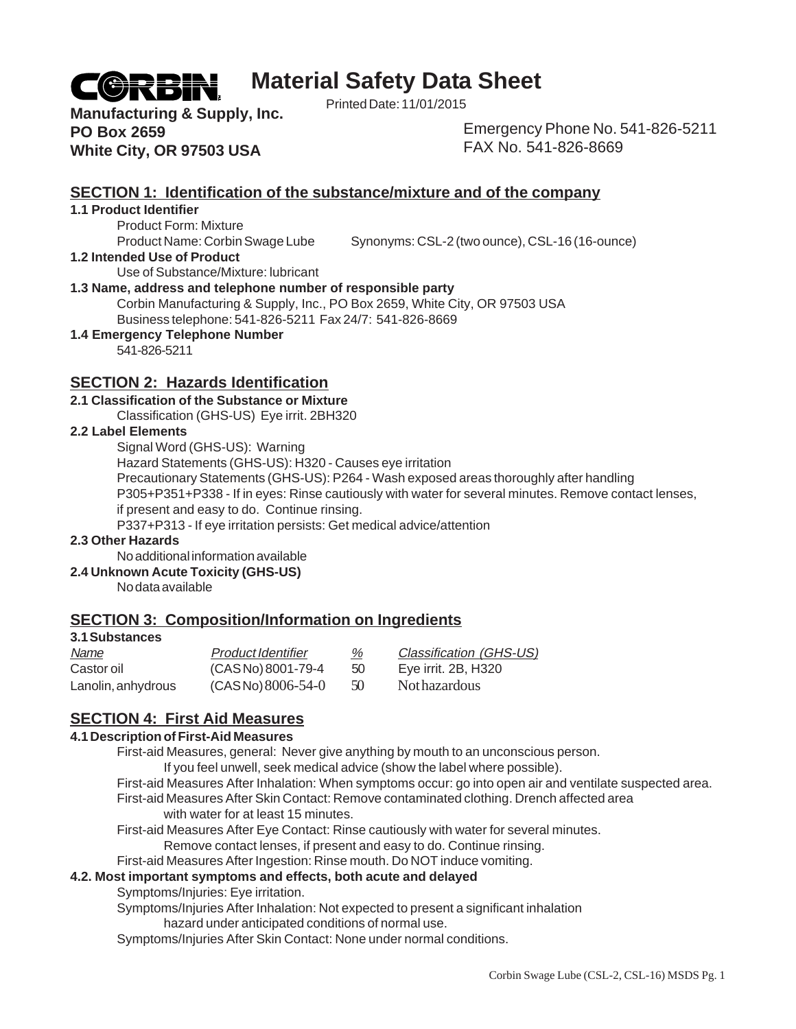# CORBIN Material Safety Data Sheet

**Manufacturing & Supply, Inc.**
**PO Box 2659**
**White City, OR 97503 USA**

Printed Date: 11/01/2015

Emergency Phone No. 541-826-5211
FAX No. 541-826-8669

## SECTION 1: Identification of the substance/mixture and of the company

**1.1 Product Identifier**

Product Form: Mixture
Product Name: Corbin Swage Lube    Synonyms: CSL-2 (two ounce), CSL-16 (16-ounce)

**1.2 Intended Use of Product**

Use of Substance/Mixture: lubricant

**1.3 Name, address and telephone number of responsible party**

Corbin Manufacturing & Supply, Inc., PO Box 2659, White City, OR 97503 USA
Business telephone: 541-826-5211 Fax 24/7: 541-826-8669

**1.4 Emergency Telephone Number**

541-826-5211

## SECTION 2: Hazards Identification

**2.1 Classification of the Substance or Mixture**

Classification (GHS-US) Eye irrit. 2BH320

**2.2 Label Elements**

Signal Word (GHS-US): Warning
Hazard Statements (GHS-US): H320 - Causes eye irritation
Precautionary Statements (GHS-US): P264 - Wash exposed areas thoroughly after handling
P305+P351+P338 - If in eyes: Rinse cautiously with water for several minutes. Remove contact lenses, if present and easy to do. Continue rinsing.
P337+P313 - If eye irritation persists: Get medical advice/attention

**2.3 Other Hazards**

No additional information available

**2.4 Unknown Acute Toxicity (GHS-US)**

No data available

## SECTION 3: Composition/Information on Ingredients

**3.1 Substances**

| *Name* | *Product Identifier* | *%* | *Classification (GHS-US)* |
|---|---|---|---|
| Castor oil | (CAS No) 8001-79-4 | 50 | Eye irrit. 2B, H320 |
| Lanolin, anhydrous | (CAS No) 8006-54-0 | 50 | Not hazardous |

## SECTION 4: First Aid Measures

**4.1 Description of First-Aid Measures**

First-aid Measures, general: Never give anything by mouth to an unconscious person. If you feel unwell, seek medical advice (show the label where possible).
First-aid Measures After Inhalation: When symptoms occur: go into open air and ventilate suspected area.
First-aid Measures After Skin Contact: Remove contaminated clothing. Drench affected area with water for at least 15 minutes.
First-aid Measures After Eye Contact: Rinse cautiously with water for several minutes. Remove contact lenses, if present and easy to do. Continue rinsing.
First-aid Measures After Ingestion: Rinse mouth. Do NOT induce vomiting.

**4.2. Most important symptoms and effects, both acute and delayed**

Symptoms/Injuries: Eye irritation.
Symptoms/Injuries After Inhalation: Not expected to present a significant inhalation hazard under anticipated conditions of normal use.
Symptoms/Injuries After Skin Contact: None under normal conditions.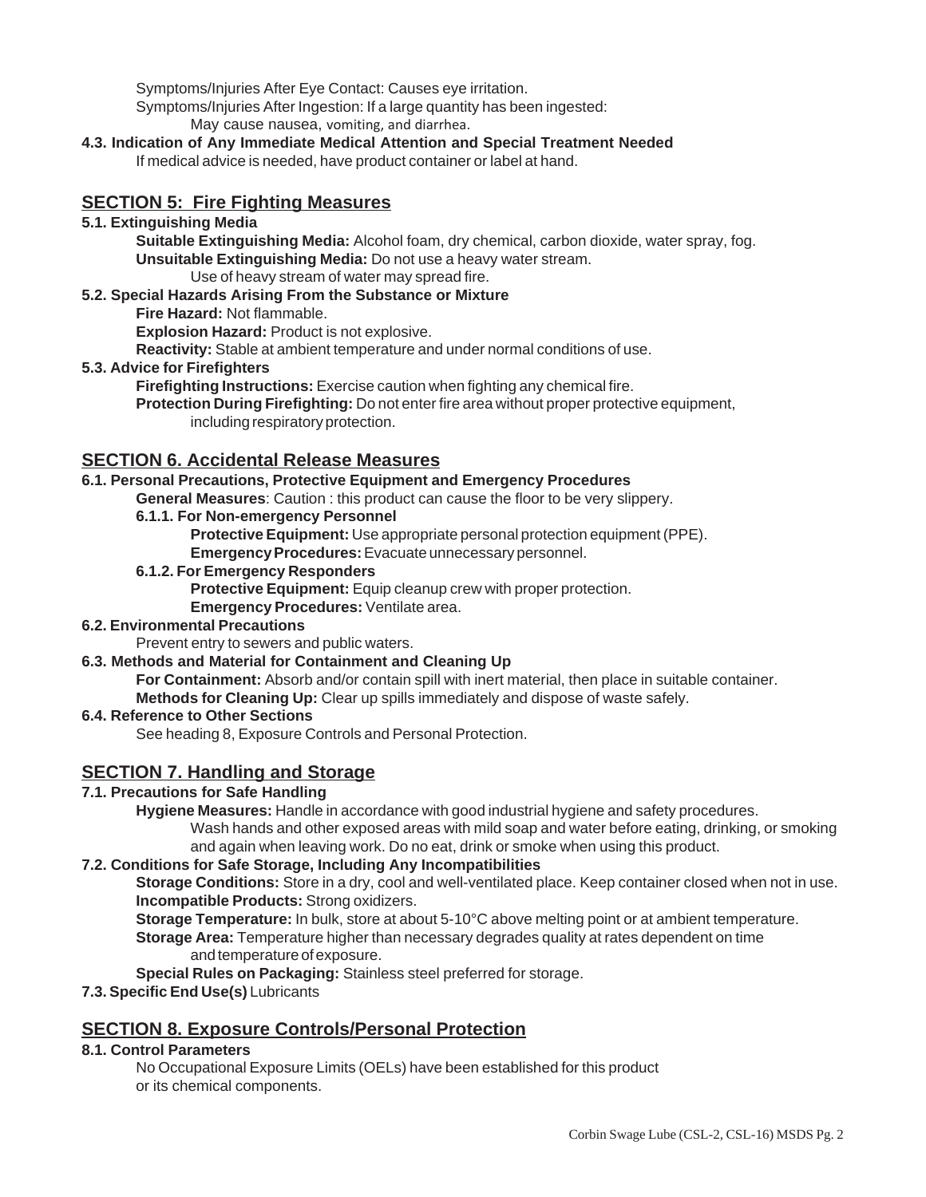Symptoms/Injuries After Eye Contact: Causes eye irritation.

Symptoms/Injuries After Ingestion: If a large quantity has been ingested:
May cause nausea, vomiting, and diarrhea.

**4.3. Indication of Any Immediate Medical Attention and Special Treatment Needed**

If medical advice is needed, have product container or label at hand.

## SECTION 5: Fire Fighting Measures

**5.1. Extinguishing Media**

**Suitable Extinguishing Media:** Alcohol foam, dry chemical, carbon dioxide, water spray, fog.

**Unsuitable Extinguishing Media:** Do not use a heavy water stream.
Use of heavy stream of water may spread fire.

**5.2. Special Hazards Arising From the Substance or Mixture**

**Fire Hazard:** Not flammable.

**Explosion Hazard:** Product is not explosive.

**Reactivity:** Stable at ambient temperature and under normal conditions of use.

**5.3. Advice for Firefighters**

**Firefighting Instructions:** Exercise caution when fighting any chemical fire.

**Protection During Firefighting:** Do not enter fire area without proper protective equipment, including respiratory protection.

## SECTION 6. Accidental Release Measures

**6.1. Personal Precautions, Protective Equipment and Emergency Procedures**

**General Measures**: Caution : this product can cause the floor to be very slippery.

**6.1.1. For Non-emergency Personnel**

**Protective Equipment:** Use appropriate personal protection equipment (PPE).

**Emergency Procedures:** Evacuate unnecessary personnel.

**6.1.2. For Emergency Responders**

**Protective Equipment:** Equip cleanup crew with proper protection.

**Emergency Procedures:** Ventilate area.

**6.2. Environmental Precautions**

Prevent entry to sewers and public waters.

**6.3. Methods and Material for Containment and Cleaning Up**

**For Containment:** Absorb and/or contain spill with inert material, then place in suitable container.

**Methods for Cleaning Up:** Clear up spills immediately and dispose of waste safely.

**6.4. Reference to Other Sections**

See heading 8, Exposure Controls and Personal Protection.

## SECTION 7. Handling and Storage

**7.1. Precautions for Safe Handling**

**Hygiene Measures:** Handle in accordance with good industrial hygiene and safety procedures.
Wash hands and other exposed areas with mild soap and water before eating, drinking, or smoking and again when leaving work. Do no eat, drink or smoke when using this product.

**7.2. Conditions for Safe Storage, Including Any Incompatibilities**

**Storage Conditions:** Store in a dry, cool and well-ventilated place. Keep container closed when not in use.

**Incompatible Products:** Strong oxidizers.

**Storage Temperature:** In bulk, store at about 5-10°C above melting point or at ambient temperature.

**Storage Area:** Temperature higher than necessary degrades quality at rates dependent on time and temperature of exposure.

**Special Rules on Packaging:** Stainless steel preferred for storage.

**7.3. Specific End Use(s)** Lubricants

## SECTION 8. Exposure Controls/Personal Protection

**8.1. Control Parameters**

No Occupational Exposure Limits (OELs) have been established for this product or its chemical components.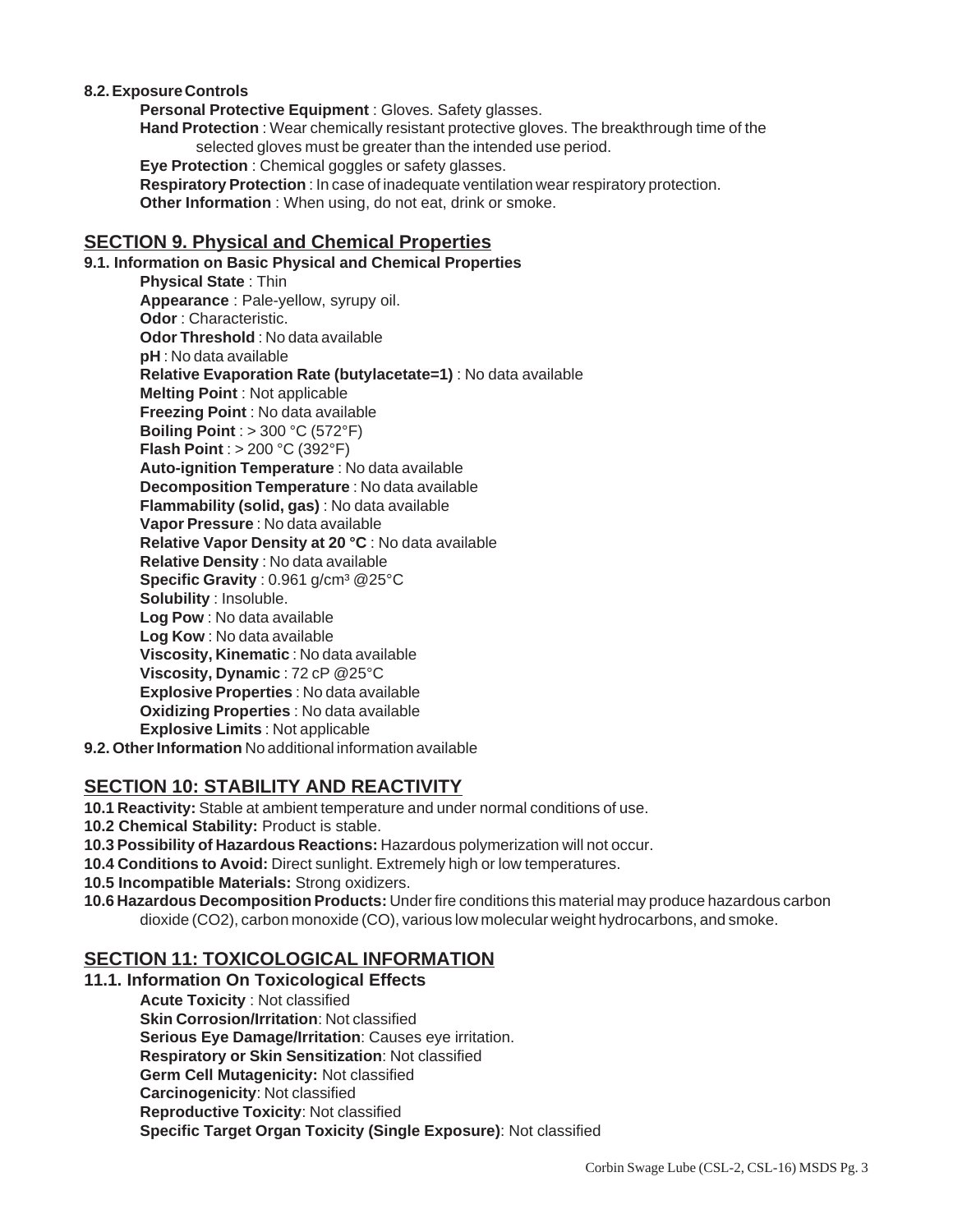**8.2. Exposure Controls**

**Personal Protective Equipment** : Gloves. Safety glasses.
**Hand Protection** : Wear chemically resistant protective gloves. The breakthrough time of the selected gloves must be greater than the intended use period.
**Eye Protection** : Chemical goggles or safety glasses.
**Respiratory Protection** : In case of inadequate ventilation wear respiratory protection.
**Other Information** : When using, do not eat, drink or smoke.

## SECTION 9. Physical and Chemical Properties

**9.1. Information on Basic Physical and Chemical Properties**

**Physical State** : Thin
**Appearance** : Pale-yellow, syrupy oil.
**Odor** : Characteristic.
**Odor Threshold** : No data available
**pH** : No data available
**Relative Evaporation Rate (butylacetate=1)** : No data available
**Melting Point** : Not applicable
**Freezing Point** : No data available
**Boiling Point** : > 300 °C (572°F)
**Flash Point** : > 200 °C (392°F)
**Auto-ignition Temperature** : No data available
**Decomposition Temperature** : No data available
**Flammability (solid, gas)** : No data available
**Vapor Pressure** : No data available
**Relative Vapor Density at 20 °C** : No data available
**Relative Density** : No data available
**Specific Gravity** : 0.961 g/cm³ @25°C
**Solubility** : Insoluble.
**Log Pow** : No data available
**Log Kow** : No data available
**Viscosity, Kinematic** : No data available
**Viscosity, Dynamic** : 72 cP @25°C
**Explosive Properties** : No data available
**Oxidizing Properties** : No data available
**Explosive Limits** : Not applicable

**9.2. Other Information** No additional information available

## SECTION 10: STABILITY AND REACTIVITY

**10.1 Reactivity:** Stable at ambient temperature and under normal conditions of use.
**10.2 Chemical Stability:** Product is stable.
**10.3 Possibility of Hazardous Reactions:** Hazardous polymerization will not occur.
**10.4 Conditions to Avoid:** Direct sunlight. Extremely high or low temperatures.
**10.5 Incompatible Materials:** Strong oxidizers.
**10.6 Hazardous Decomposition Products:** Under fire conditions this material may produce hazardous carbon dioxide ($CO_2$), carbon monoxide (CO), various low molecular weight hydrocarbons, and smoke.

## SECTION 11: TOXICOLOGICAL INFORMATION

**11.1. Information On Toxicological Effects**

**Acute Toxicity** : Not classified
**Skin Corrosion/Irritation**: Not classified
**Serious Eye Damage/Irritation**: Causes eye irritation.
**Respiratory or Skin Sensitization**: Not classified
**Germ Cell Mutagenicity:** Not classified
**Carcinogenicity**: Not classified
**Reproductive Toxicity**: Not classified
**Specific Target Organ Toxicity (Single Exposure)**: Not classified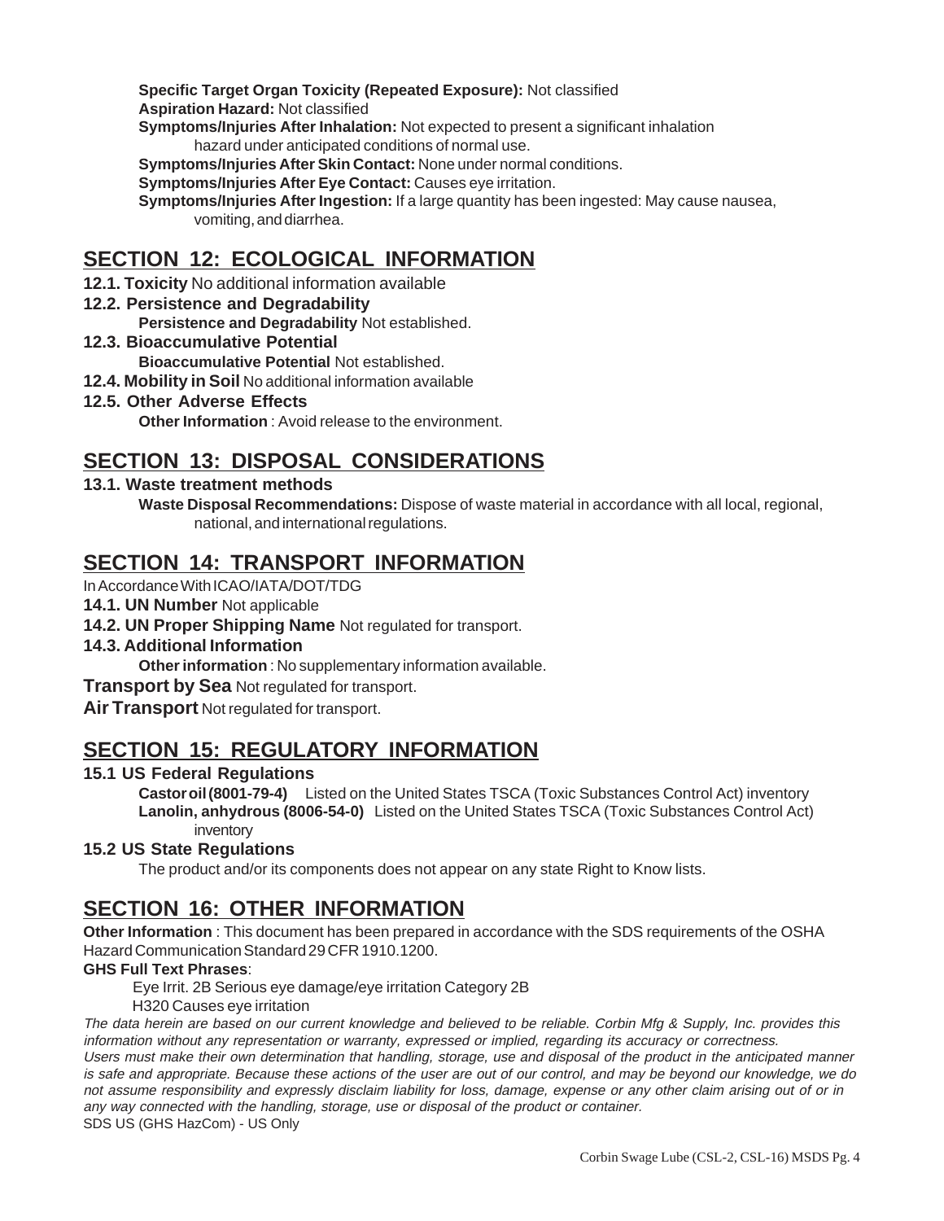**Specific Target Organ Toxicity (Repeated Exposure):** Not classified
**Aspiration Hazard:** Not classified
**Symptoms/Injuries After Inhalation:** Not expected to present a significant inhalation hazard under anticipated conditions of normal use.
**Symptoms/Injuries After Skin Contact:** None under normal conditions.
**Symptoms/Injuries After Eye Contact:** Causes eye irritation.
**Symptoms/Injuries After Ingestion:** If a large quantity has been ingested: May cause nausea, vomiting, and diarrhea.

## SECTION 12: ECOLOGICAL INFORMATION

**12.1. Toxicity** No additional information available

**12.2. Persistence and Degradability**
**Persistence and Degradability** Not established.

**12.3. Bioaccumulative Potential**
**Bioaccumulative Potential** Not established.

**12.4. Mobility in Soil** No additional information available

**12.5. Other Adverse Effects**
**Other Information** : Avoid release to the environment.

## SECTION 13: DISPOSAL CONSIDERATIONS

**13.1. Waste treatment methods**
**Waste Disposal Recommendations:** Dispose of waste material in accordance with all local, regional, national, and international regulations.

## SECTION 14: TRANSPORT INFORMATION

In Accordance With ICAO/IATA/DOT/TDG

**14.1. UN Number** Not applicable

**14.2. UN Proper Shipping Name** Not regulated for transport.

**14.3. Additional Information**
**Other information** : No supplementary information available.

**Transport by Sea** Not regulated for transport.

**Air Transport** Not regulated for transport.

## SECTION 15: REGULATORY INFORMATION

**15.1 US Federal Regulations**
**Castor oil (8001-79-4)** Listed on the United States TSCA (Toxic Substances Control Act) inventory
**Lanolin, anhydrous (8006-54-0)** Listed on the United States TSCA (Toxic Substances Control Act) inventory

**15.2 US State Regulations**
The product and/or its components does not appear on any state Right to Know lists.

## SECTION 16: OTHER INFORMATION

**Other Information** : This document has been prepared in accordance with the SDS requirements of the OSHA Hazard Communication Standard 29 CFR 1910.1200.

**GHS Full Text Phrases**:
Eye Irrit. 2B Serious eye damage/eye irritation Category 2B
H320 Causes eye irritation

*The data herein are based on our current knowledge and believed to be reliable. Corbin Mfg & Supply, Inc. provides this information without any representation or warranty, expressed or implied, regarding its accuracy or correctness. Users must make their own determination that handling, storage, use and disposal of the product in the anticipated manner is safe and appropriate. Because these actions of the user are out of our control, and may be beyond our knowledge, we do not assume responsibility and expressly disclaim liability for loss, damage, expense or any other claim arising out of or in any way connected with the handling, storage, use or disposal of the product or container.*

SDS US (GHS HazCom) - US Only